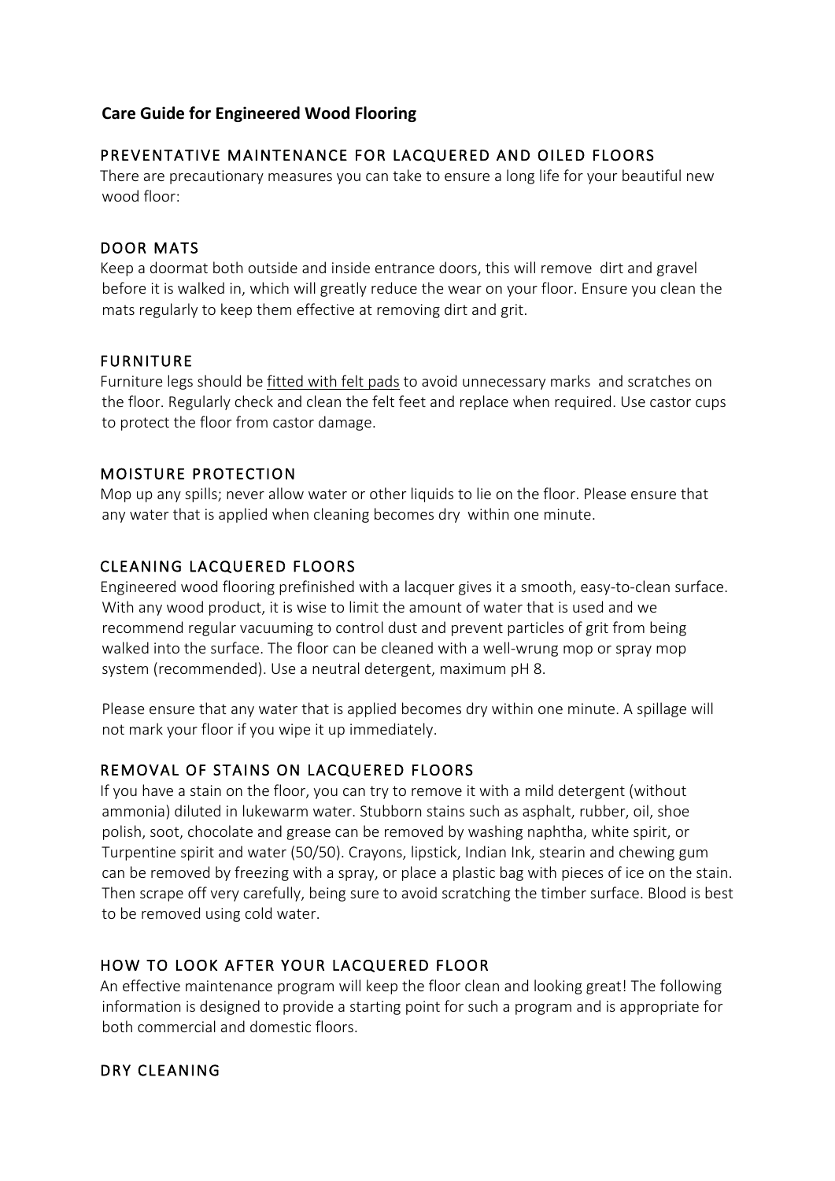# Care Guide for Engineered Wood Flooring

## PREVENTATIVE MAINTENANCE FOR LACQUERED AND OILED FLOORS

There are precautionary measures you can take to ensure a long life for your beautiful new wood floor:

## DOOR MATS

Keep a doormat both outside and inside entrance doors, this will remove dirt and gravel before it is walked in, which will greatly reduce the wear on your floor. Ensure you clean the mats regularly to keep them effective at removing dirt and grit.

## FURNITURE

Furniture legs should be fitted with felt pads to avoid unnecessary marks and scratches on the floor. Regularly check and clean the felt feet and replace when required. Use castor cups to protect the floor from castor damage.

## MOISTURE PROTECTION

Mop up any spills; never allow water or other liquids to lie on the floor. Please ensure that any water that is applied when cleaning becomes dry within one minute.

## CLEANING LACQUERED FLOORS

Engineered wood flooring prefinished with a lacquer gives it a smooth, easy-to-clean surface. With any wood product, it is wise to limit the amount of water that is used and we recommend regular vacuuming to control dust and prevent particles of grit from being walked into the surface. The floor can be cleaned with a well-wrung mop or spray mop system (recommended). Use a neutral detergent, maximum pH 8.

Please ensure that any water that is applied becomes dry within one minute. A spillage will not mark your floor if you wipe it up immediately.

## REMOVAL OF STAINS ON LACQUERED FLOORS

If you have a stain on the floor, you can try to remove it with a mild detergent (without ammonia) diluted in lukewarm water. Stubborn stains such as asphalt, rubber, oil, shoe polish, soot, chocolate and grease can be removed by washing naphtha, white spirit, or Turpentine spirit and water (50/50). Crayons, lipstick, Indian Ink, stearin and chewing gum can be removed by freezing with a spray, or place a plastic bag with pieces of ice on the stain. Then scrape off very carefully, being sure to avoid scratching the timber surface. Blood is best to be removed using cold water.

## HOW TO LOOK AFTER YOUR LACQUERED FLOOR

An effective maintenance program will keep the floor clean and looking great! The following information is designed to provide a starting point for such a program and is appropriate for both commercial and domestic floors.

## DRY CLEANING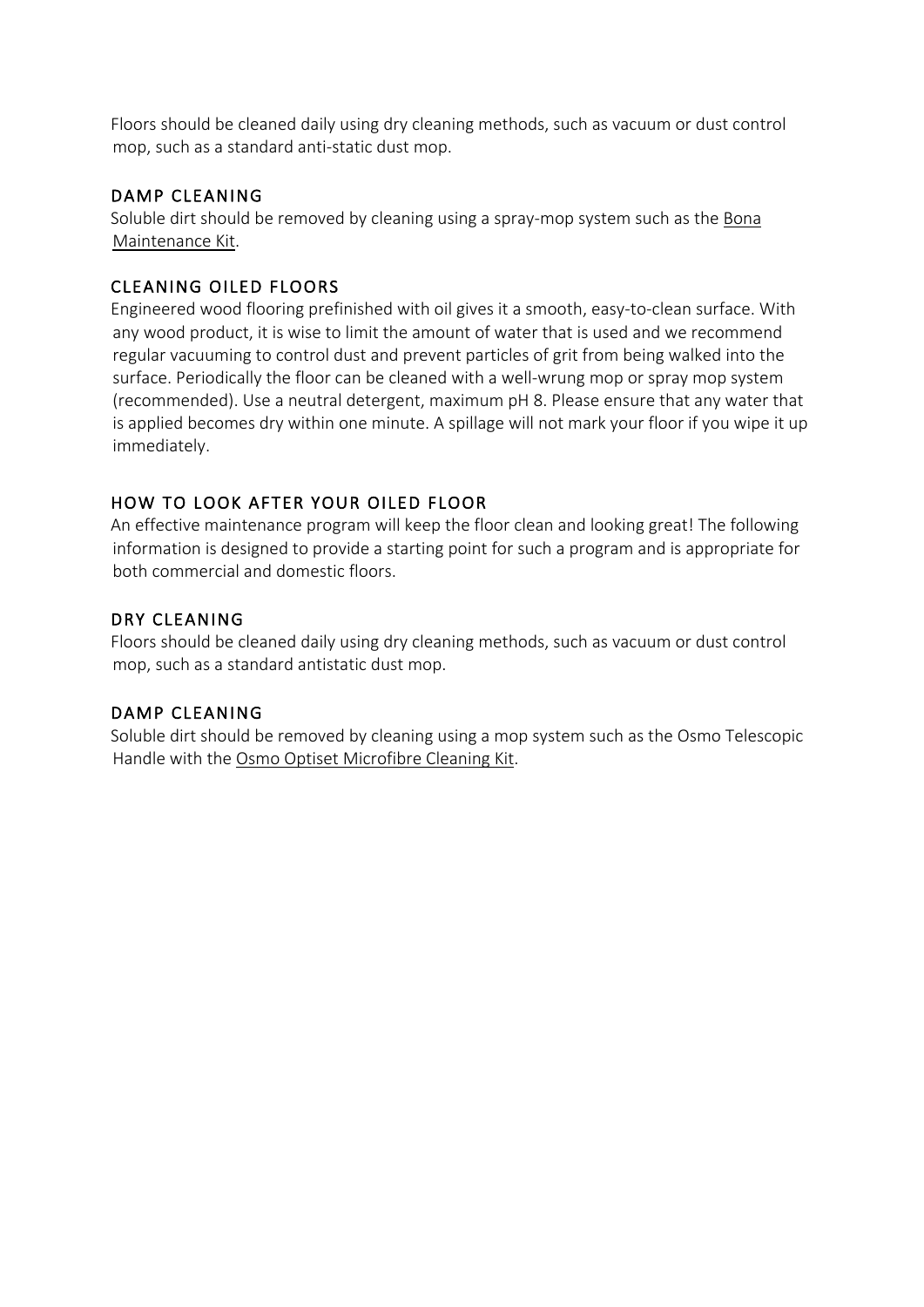Floors should be cleaned daily using dry cleaning methods, such as vacuum or dust control mop, such as a standard anti-static dust mop.

## DAMP CLEANING

Soluble dirt should be removed by cleaning using a spray-mop system such as the Bona Maintenance Kit.

## CLEANING OILED FLOORS

Engineered wood flooring prefinished with oil gives it a smooth, easy-to-clean surface. With any wood product, it is wise to limit the amount of water that is used and we recommend regular vacuuming to control dust and prevent particles of grit from being walked into the surface. Periodically the floor can be cleaned with a well-wrung mop or spray mop system (recommended). Use a neutral detergent, maximum pH 8. Please ensure that any water that is applied becomes dry within one minute. A spillage will not mark your floor if you wipe it up immediately.

## HOW TO LOOK AFTER YOUR OILED FLOOR

An effective maintenance program will keep the floor clean and looking great! The following information is designed to provide a starting point for such a program and is appropriate for both commercial and domestic floors.

## DRY CLEANING

Floors should be cleaned daily using dry cleaning methods, such as vacuum or dust control mop, such as a standard antistatic dust mop.

## DAMP CLEANING

Soluble dirt should be removed by cleaning using a mop system such as the Osmo Telescopic Handle with the Osmo Optiset Microfibre Cleaning Kit.